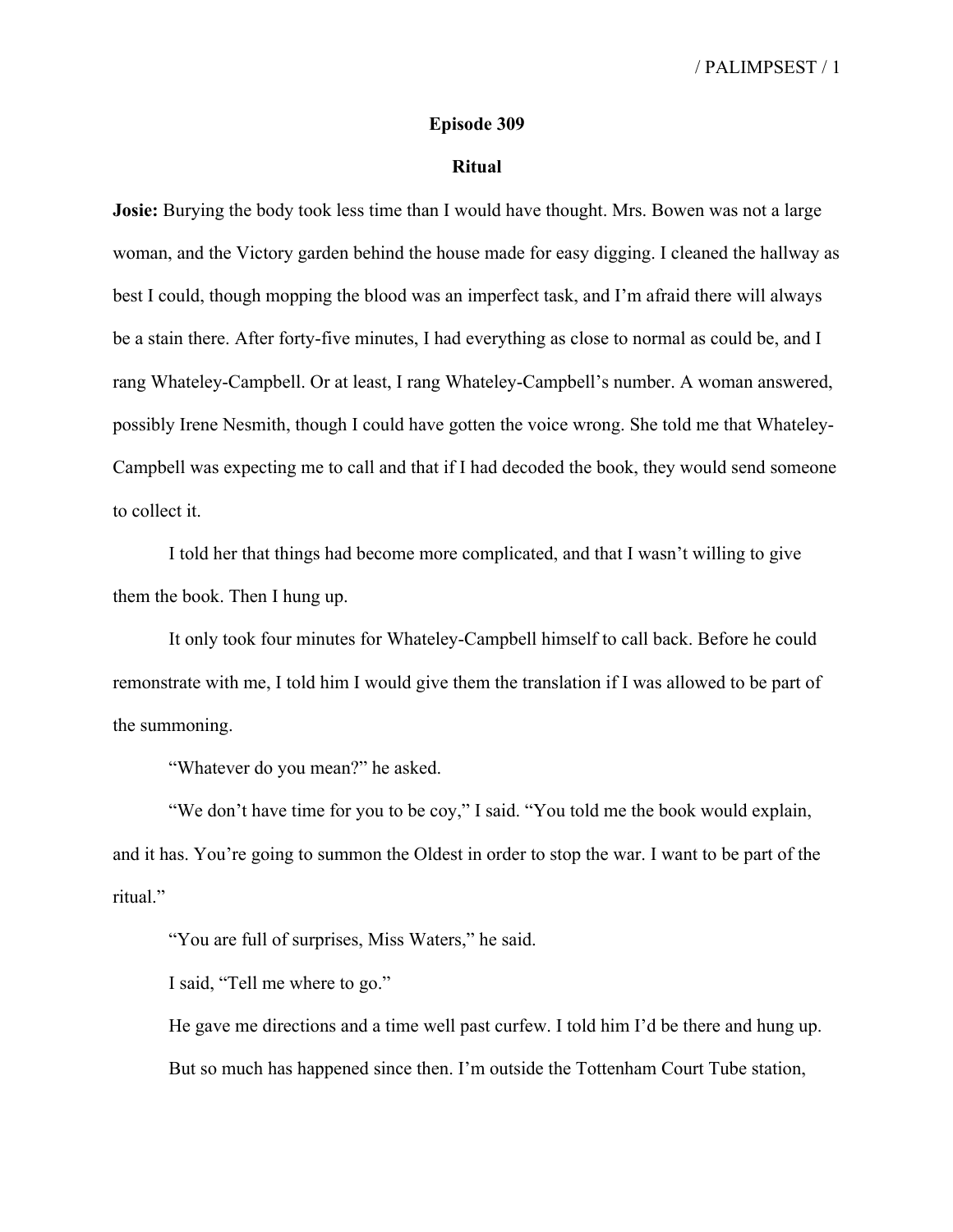## Episode 309

### Ritual

**Josie:** Burying the body took less time than I would have thought. Mrs. Bowen was not a large woman, and the Victory garden behind the house made for easy digging. I cleaned the hallway as best I could, though mopping the blood was an imperfect task, and I'm afraid there will always be a stain there. After forty-five minutes, I had everything as close to normal as could be, and I rang Whateley-Campbell. Or at least, I rang Whateley-Campbell's number. A woman answered, possibly Irene Nesmith, though I could have gotten the voice wrong. She told me that Whateley-Campbell was expecting me to call and that if I had decoded the book, they would send someone to collect it.

I told her that things had become more complicated, and that I wasn't willing to give them the book. Then I hung up.

It only took four minutes for Whateley-Campbell himself to call back. Before he could remonstrate with me, I told him I would give them the translation if I was allowed to be part of the summoning.

"Whatever do you mean?" he asked.

"We don't have time for you to be coy," I said. "You told me the book would explain, and it has. You're going to summon the Oldest in order to stop the war. I want to be part of the ritual."

"You are full of surprises, Miss Waters," he said.

I said, "Tell me where to go."

He gave me directions and a time well past curfew. I told him I'd be there and hung up.

But so much has happened since then. I'm outside the Tottenham Court Tube station,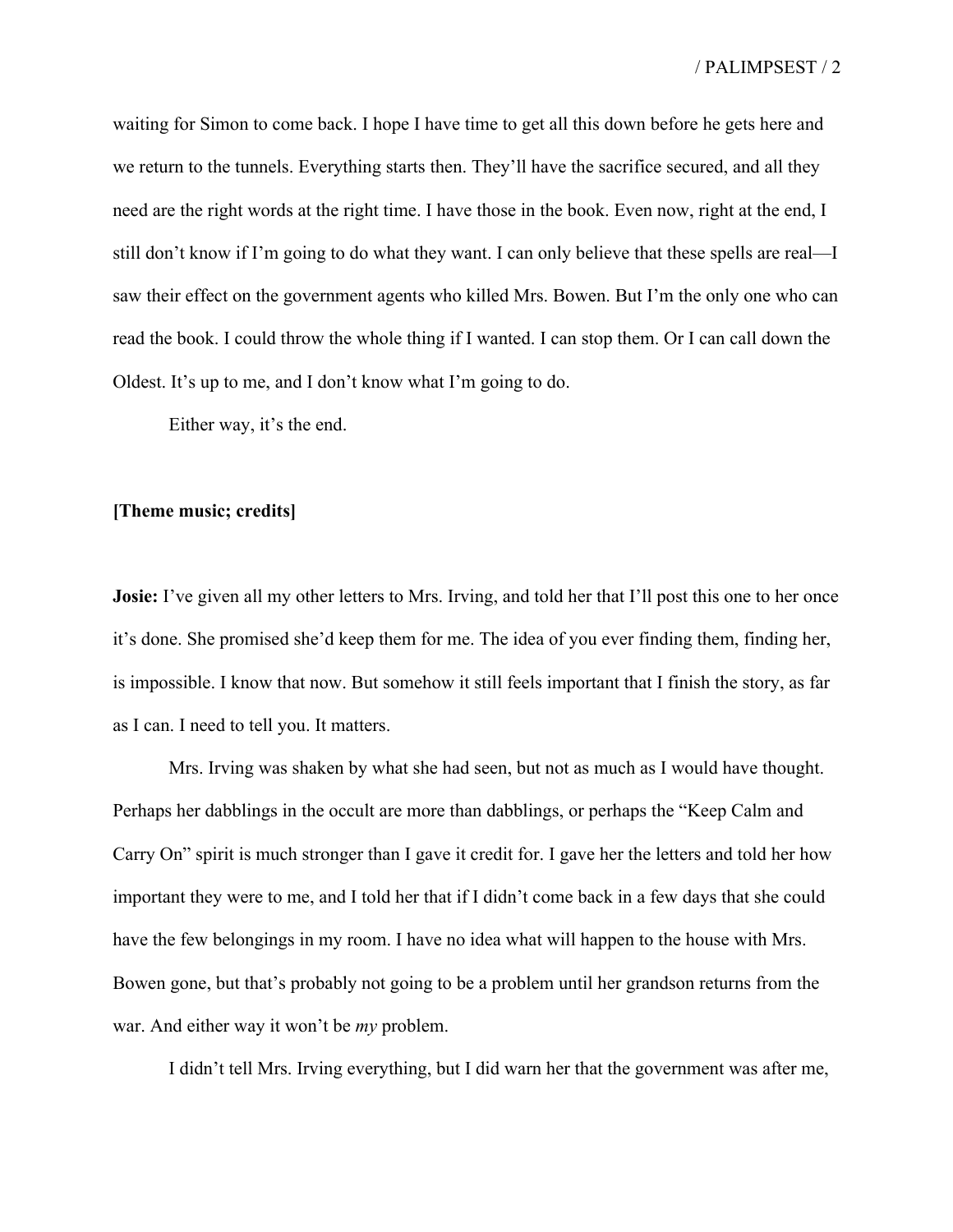waiting for Simon to come back. I hope I have time to get all this down before he gets here and we return to the tunnels. Everything starts then. They'll have the sacrifice secured, and all they need are the right words at the right time. I have those in the book. Even now, right at the end, I still don't know if I'm going to do what they want. I can only believe that these spells are real—I saw their effect on the government agents who killed Mrs. Bowen. But I'm the only one who can read the book. I could throw the whole thing if I wanted. I can stop them. Or I can call down the Oldest. It's up to me, and I don't know what I'm going to do.

Either way, it's the end.

**[Theme music; credits]**

**Josie:** I've given all my other letters to Mrs. Irving, and told her that I'll post this one to her once it's done. She promised she'd keep them for me. The idea of you ever finding them, finding her, is impossible. I know that now. But somehow it still feels important that I finish the story, as far as I can. I need to tell you. It matters.

Mrs. Irving was shaken by what she had seen, but not as much as I would have thought. Perhaps her dabblings in the occult are more than dabblings, or perhaps the "Keep Calm and Carry On" spirit is much stronger than I gave it credit for. I gave her the letters and told her how important they were to me, and I told her that if I didn't come back in a few days that she could have the few belongings in my room. I have no idea what will happen to the house with Mrs. Bowen gone, but that's probably not going to be a problem until her grandson returns from the war. And either way it won't be *my* problem.

I didn't tell Mrs. Irving everything, but I did warn her that the government was after me,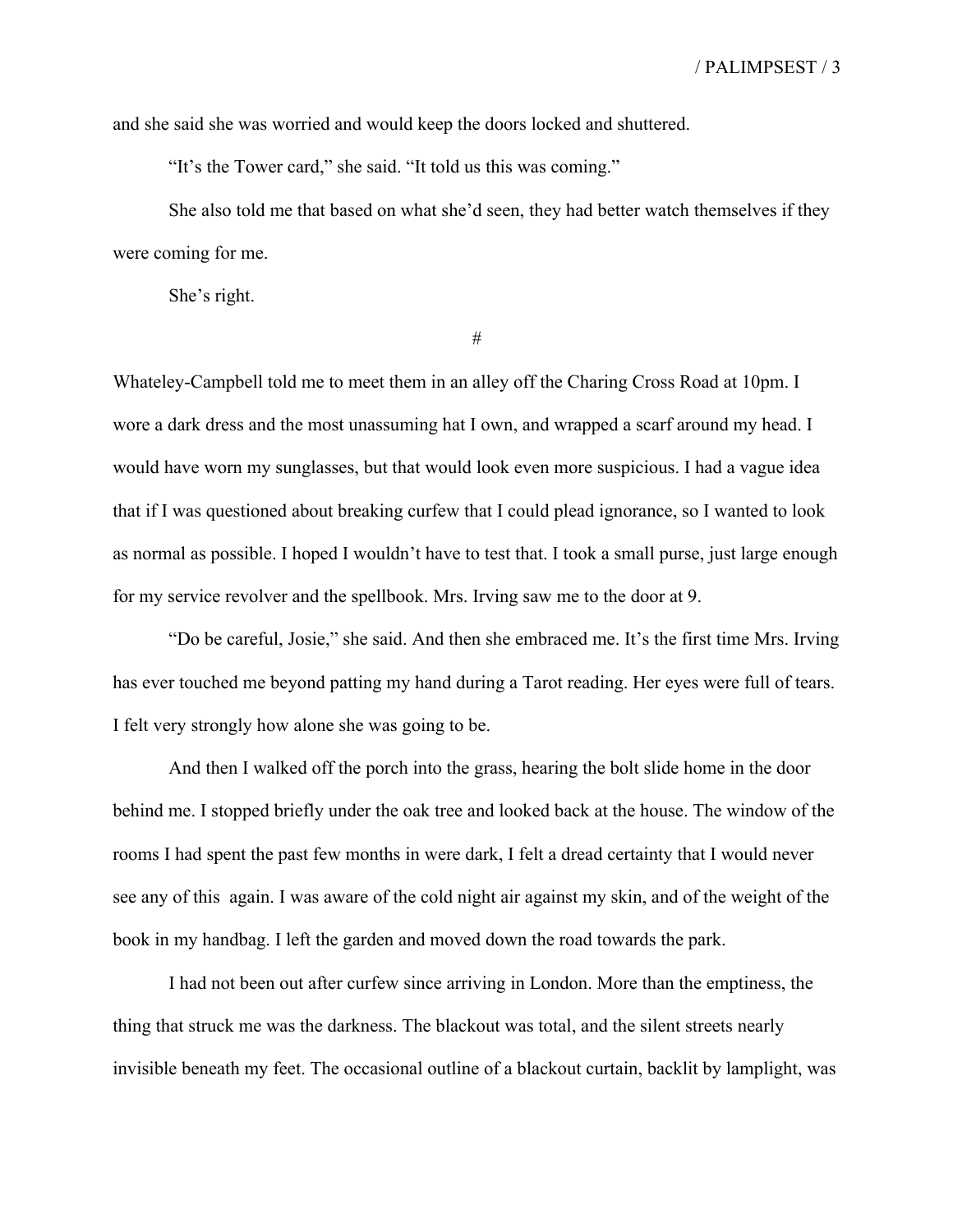and she said she was worried and would keep the doors locked and shuttered.

"It's the Tower card," she said. "It told us this was coming."

She also told me that based on what she'd seen, they had better watch themselves if they were coming for me.

She's right.

#

Whateley-Campbell told me to meet them in an alley off the Charing Cross Road at 10pm. I wore a dark dress and the most unassuming hat I own, and wrapped a scarf around my head. I would have worn my sunglasses, but that would look even more suspicious. I had a vague idea that if I was questioned about breaking curfew that I could plead ignorance, so I wanted to look as normal as possible. I hoped I wouldn't have to test that. I took a small purse, just large enough for my service revolver and the spellbook. Mrs. Irving saw me to the door at 9.

"Do be careful, Josie," she said. And then she embraced me. It's the first time Mrs. Irving has ever touched me beyond patting my hand during a Tarot reading. Her eyes were full of tears. I felt very strongly how alone she was going to be.

And then I walked off the porch into the grass, hearing the bolt slide home in the door behind me. I stopped briefly under the oak tree and looked back at the house. The window of the rooms I had spent the past few months in were dark, I felt a dread certainty that I would never see any of this again. I was aware of the cold night air against my skin, and of the weight of the book in my handbag. I left the garden and moved down the road towards the park.

I had not been out after curfew since arriving in London. More than the emptiness, the thing that struck me was the darkness. The blackout was total, and the silent streets nearly invisible beneath my feet. The occasional outline of a blackout curtain, backlit by lamplight, was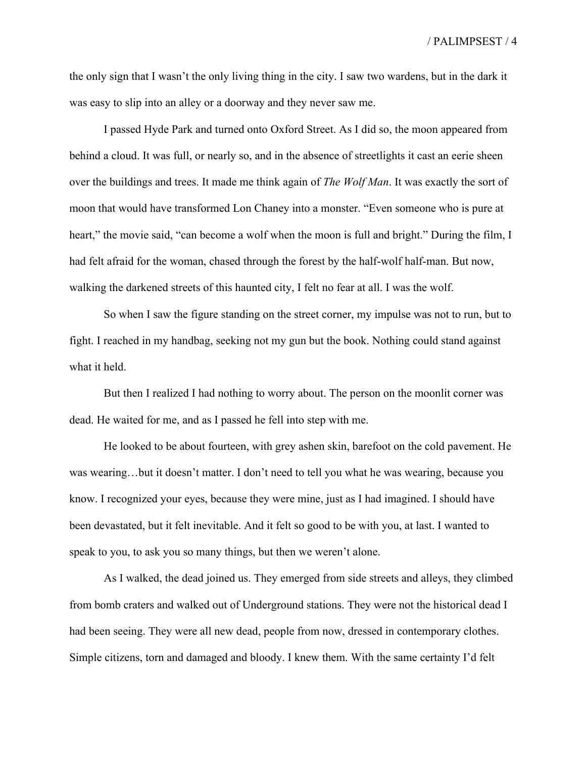the only sign that I wasn't the only living thing in the city. I saw two wardens, but in the dark it was easy to slip into an alley or a doorway and they never saw me.

I passed Hyde Park and turned onto Oxford Street. As I did so, the moon appeared from behind a cloud. It was full, or nearly so, and in the absence of streetlights it cast an eerie sheen over the buildings and trees. It made me think again of *The Wolf Man*. It was exactly the sort of moon that would have transformed Lon Chaney into a monster. "Even someone who is pure at heart," the movie said, "can become a wolf when the moon is full and bright." During the film, I had felt afraid for the woman, chased through the forest by the half-wolf half-man. But now, walking the darkened streets of this haunted city, I felt no fear at all. I was the wolf.

So when I saw the figure standing on the street corner, my impulse was not to run, but to fight. I reached in my handbag, seeking not my gun but the book. Nothing could stand against what it held.

But then I realized I had nothing to worry about. The person on the moonlit corner was dead. He waited for me, and as I passed he fell into step with me.

He looked to be about fourteen, with grey ashen skin, barefoot on the cold pavement. He was wearing…but it doesn't matter. I don't need to tell you what he was wearing, because you know. I recognized your eyes, because they were mine, just as I had imagined. I should have been devastated, but it felt inevitable. And it felt so good to be with you, at last. I wanted to speak to you, to ask you so many things, but then we weren't alone.

As I walked, the dead joined us. They emerged from side streets and alleys, they climbed from bomb craters and walked out of Underground stations. They were not the historical dead I had been seeing. They were all new dead, people from now, dressed in contemporary clothes. Simple citizens, torn and damaged and bloody. I knew them. With the same certainty I'd felt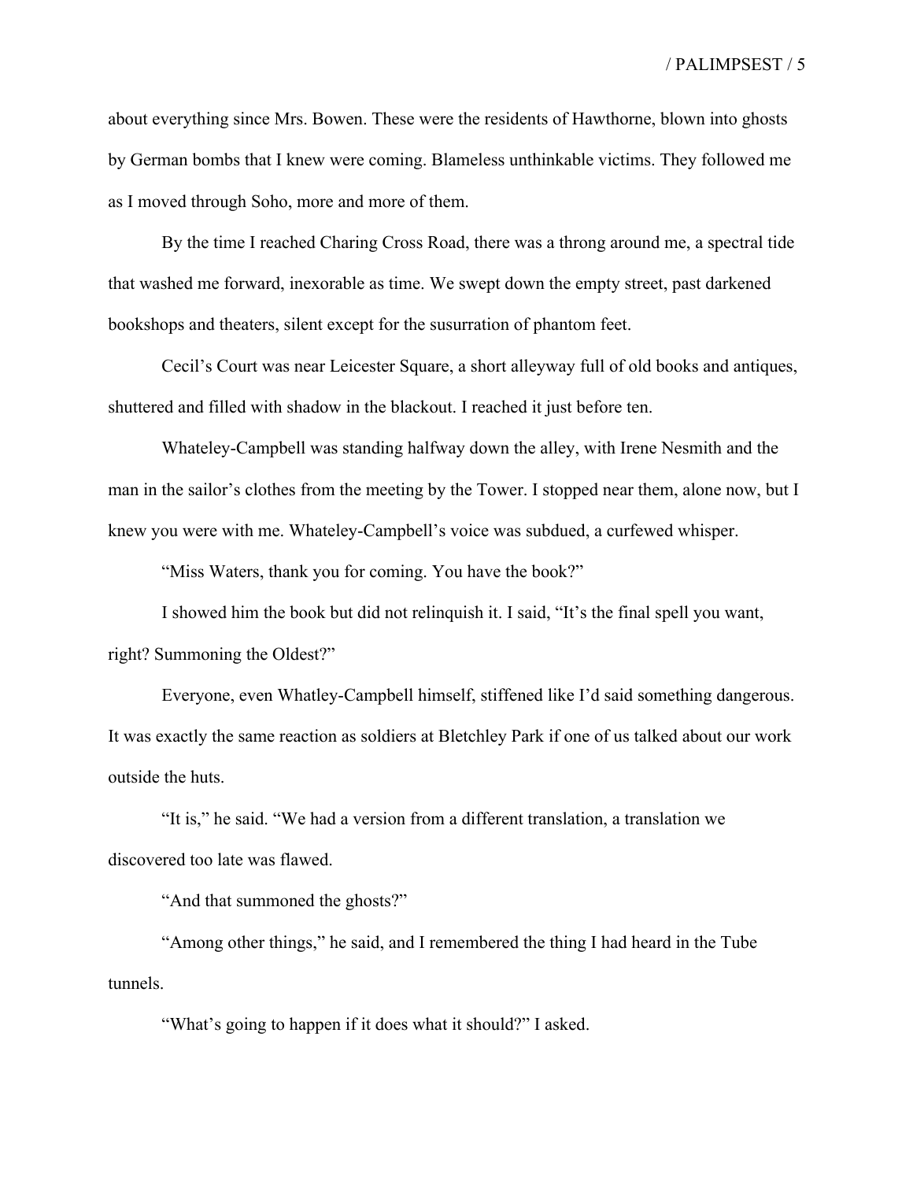about everything since Mrs. Bowen. These were the residents of Hawthorne, blown into ghosts by German bombs that I knew were coming. Blameless unthinkable victims. They followed me as I moved through Soho, more and more of them.

By the time I reached Charing Cross Road, there was a throng around me, a spectral tide that washed me forward, inexorable as time. We swept down the empty street, past darkened bookshops and theaters, silent except for the susurration of phantom feet.

Cecil's Court was near Leicester Square, a short alleyway full of old books and antiques, shuttered and filled with shadow in the blackout. I reached it just before ten.

Whateley-Campbell was standing halfway down the alley, with Irene Nesmith and the man in the sailor's clothes from the meeting by the Tower. I stopped near them, alone now, but I knew you were with me. Whateley-Campbell's voice was subdued, a curfewed whisper.

"Miss Waters, thank you for coming. You have the book?"

I showed him the book but did not relinquish it. I said, "It's the final spell you want, right? Summoning the Oldest?"

Everyone, even Whatley-Campbell himself, stiffened like I'd said something dangerous. It was exactly the same reaction as soldiers at Bletchley Park if one of us talked about our work outside the huts.

"It is," he said. "We had a version from a different translation, a translation we discovered too late was flawed.

"And that summoned the ghosts?"

"Among other things," he said, and I remembered the thing I had heard in the Tube tunnels.

"What's going to happen if it does what it should?" I asked.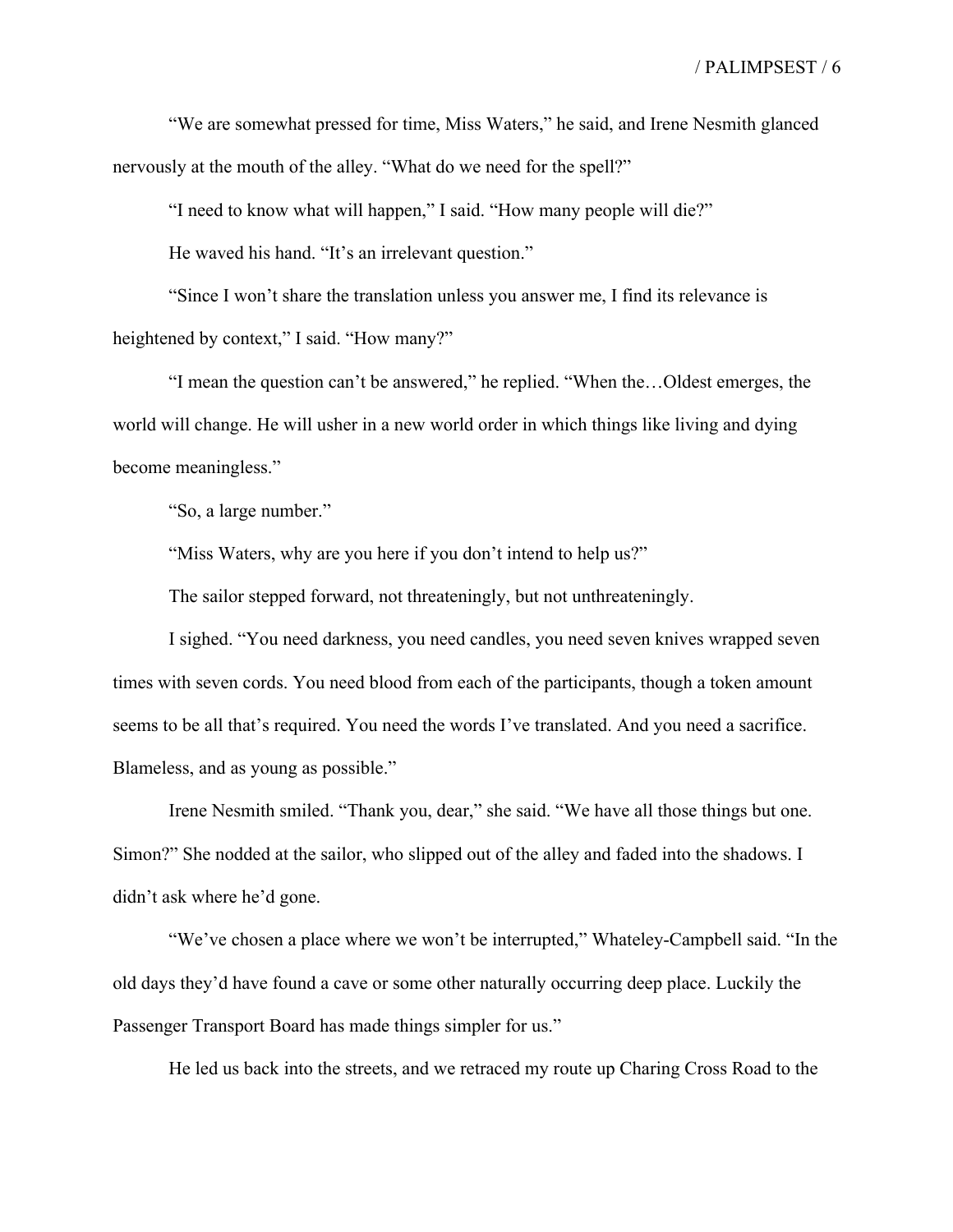"We are somewhat pressed for time, Miss Waters," he said, and Irene Nesmith glanced nervously at the mouth of the alley. "What do we need for the spell?"

"I need to know what will happen," I said. "How many people will die?"

He waved his hand. "It's an irrelevant question."

"Since I won't share the translation unless you answer me, I find its relevance is heightened by context," I said. "How many?"

"I mean the question can't be answered," he replied. "When the…Oldest emerges, the world will change. He will usher in a new world order in which things like living and dying become meaningless."

"So, a large number."

"Miss Waters, why are you here if you don't intend to help us?"

The sailor stepped forward, not threateningly, but not unthreateningly.

I sighed. "You need darkness, you need candles, you need seven knives wrapped seven times with seven cords. You need blood from each of the participants, though a token amount seems to be all that's required. You need the words I've translated. And you need a sacrifice. Blameless, and as young as possible."

Irene Nesmith smiled. "Thank you, dear," she said. "We have all those things but one. Simon?" She nodded at the sailor, who slipped out of the alley and faded into the shadows. I didn't ask where he'd gone.

"We've chosen a place where we won't be interrupted," Whateley-Campbell said. "In the old days they'd have found a cave or some other naturally occurring deep place. Luckily the Passenger Transport Board has made things simpler for us."

He led us back into the streets, and we retraced my route up Charing Cross Road to the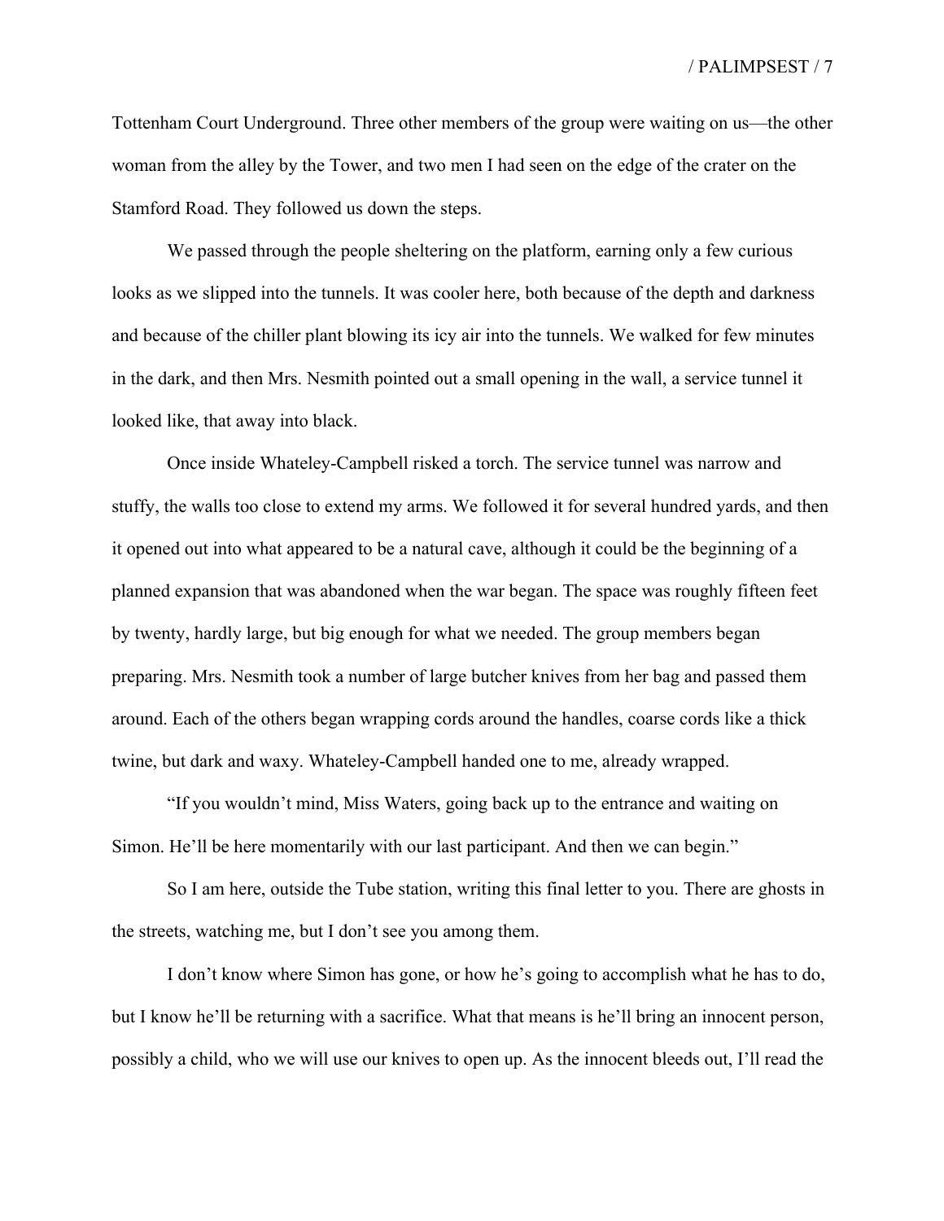Tottenham Court Underground. Three other members of the group were waiting on us—the other woman from the alley by the Tower, and two men I had seen on the edge of the crater on the Stamford Road. They followed us down the steps.

We passed through the people sheltering on the platform, earning only a few curious looks as we slipped into the tunnels. It was cooler here, both because of the depth and darkness and because of the chiller plant blowing its icy air into the tunnels. We walked for few minutes in the dark, and then Mrs. Nesmith pointed out a small opening in the wall, a service tunnel it looked like, that away into black.

Once inside Whateley-Campbell risked a torch. The service tunnel was narrow and stuffy, the walls too close to extend my arms. We followed it for several hundred yards, and then it opened out into what appeared to be a natural cave, although it could be the beginning of a planned expansion that was abandoned when the war began. The space was roughly fifteen feet by twenty, hardly large, but big enough for what we needed. The group members began preparing. Mrs. Nesmith took a number of large butcher knives from her bag and passed them around. Each of the others began wrapping cords around the handles, coarse cords like a thick twine, but dark and waxy. Whateley-Campbell handed one to me, already wrapped.

"If you wouldn't mind, Miss Waters, going back up to the entrance and waiting on Simon. He'll be here momentarily with our last participant. And then we can begin."

So I am here, outside the Tube station, writing this final letter to you. There are ghosts in the streets, watching me, but I don't see you among them.

I don't know where Simon has gone, or how he's going to accomplish what he has to do, but I know he'll be returning with a sacrifice. What that means is he'll bring an innocent person, possibly a child, who we will use our knives to open up. As the innocent bleeds out, I'll read the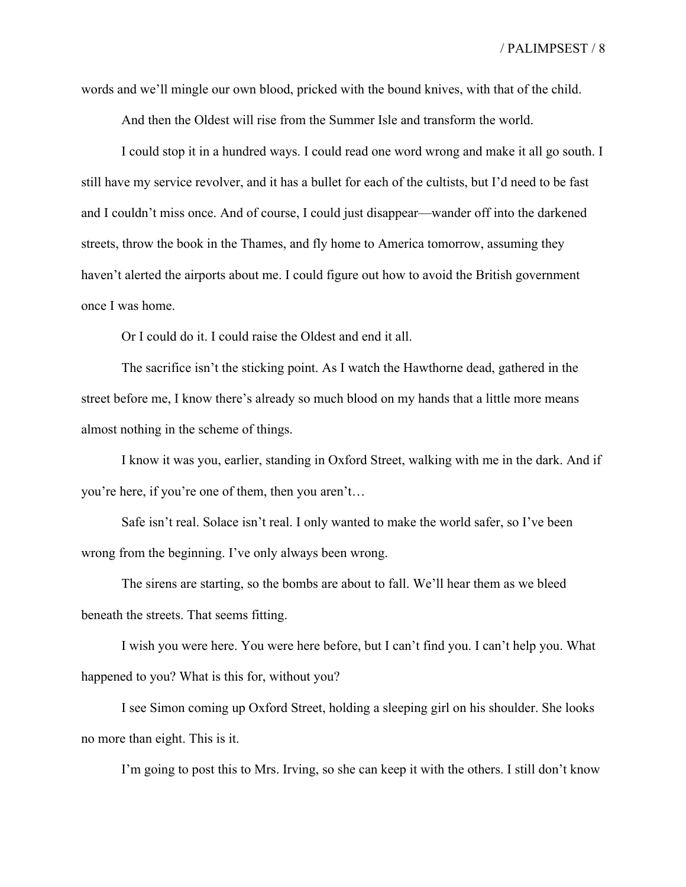words and we'll mingle our own blood, pricked with the bound knives, with that of the child.

And then the Oldest will rise from the Summer Isle and transform the world.

I could stop it in a hundred ways. I could read one word wrong and make it all go south. I still have my service revolver, and it has a bullet for each of the cultists, but I'd need to be fast and I couldn't miss once. And of course, I could just disappear—wander off into the darkened streets, throw the book in the Thames, and fly home to America tomorrow, assuming they haven't alerted the airports about me. I could figure out how to avoid the British government once I was home.

Or I could do it. I could raise the Oldest and end it all.

The sacrifice isn't the sticking point. As I watch the Hawthorne dead, gathered in the street before me, I know there's already so much blood on my hands that a little more means almost nothing in the scheme of things.

I know it was you, earlier, standing in Oxford Street, walking with me in the dark. And if you're here, if you're one of them, then you aren't…

Safe isn't real. Solace isn't real. I only wanted to make the world safer, so I've been wrong from the beginning. I've only always been wrong.

The sirens are starting, so the bombs are about to fall. We'll hear them as we bleed beneath the streets. That seems fitting.

I wish you were here. You were here before, but I can't find you. I can't help you. What happened to you? What is this for, without you?

I see Simon coming up Oxford Street, holding a sleeping girl on his shoulder. She looks no more than eight. This is it.

I'm going to post this to Mrs. Irving, so she can keep it with the others. I still don't know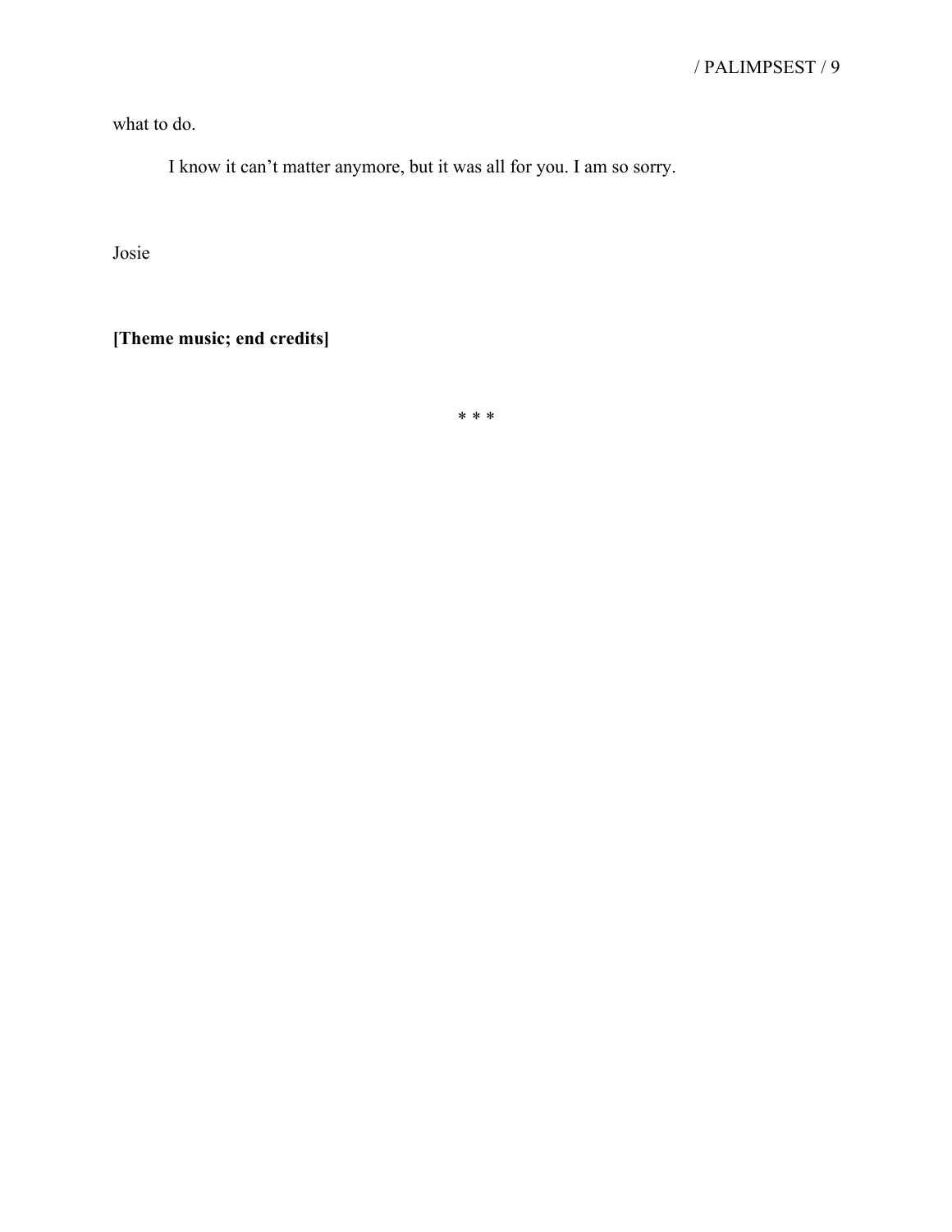what to do.

I know it can't matter anymore, but it was all for you. I am so sorry.

Josie

**[Theme music; end credits]**

* * *